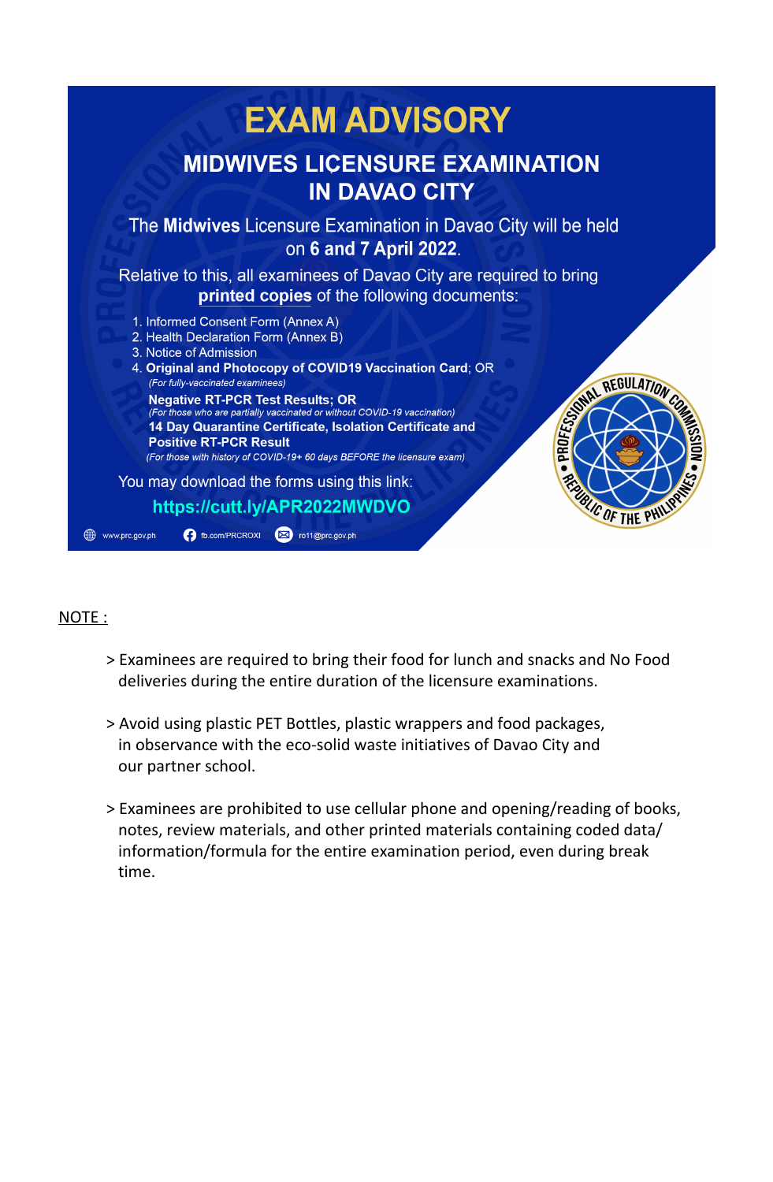# EXAM ADVISORY

## MIDWIVES LICENSURE EXAMINATION IN DAVAO CITY

The **Midwives** Licensure Examination in Davao City will be held on **6 and 7 April 2022**.

Relative to this, all examinees of Davao City are required to bring **printed copies** of the following documents:

1. Informed Consent Form (Annex A)
2. Health Declaration Form (Annex B)
3. Notice of Admission
4. **Original and Photocopy of COVID19 Vaccination Card**; OR
   *(For fully-vaccinated examinees)*
   **Negative RT-PCR Test Results; OR**
   *(For those who are partially vaccinated or without COVID-19 vaccination)*
   **14 Day Quarantine Certificate, Isolation Certificate and Positive RT-PCR Result**
   *(For those with history of COVID-19+ 60 days BEFORE the licensure exam)*

You may download the forms using this link:

**https://cutt.ly/APR2022MWDVO**

www.prc.gov.ph | fb.com/PRCROXI | ro11@prc.gov.ph

NOTE :

> Examinees are required to bring their food for lunch and snacks and No Food deliveries during the entire duration of the licensure examinations.

> Avoid using plastic PET Bottles, plastic wrappers and food packages, in observance with the eco-solid waste initiatives of Davao City and our partner school.

> Examinees are prohibited to use cellular phone and opening/reading of books, notes, review materials, and other printed materials containing coded data/ information/formula for the entire examination period, even during break time.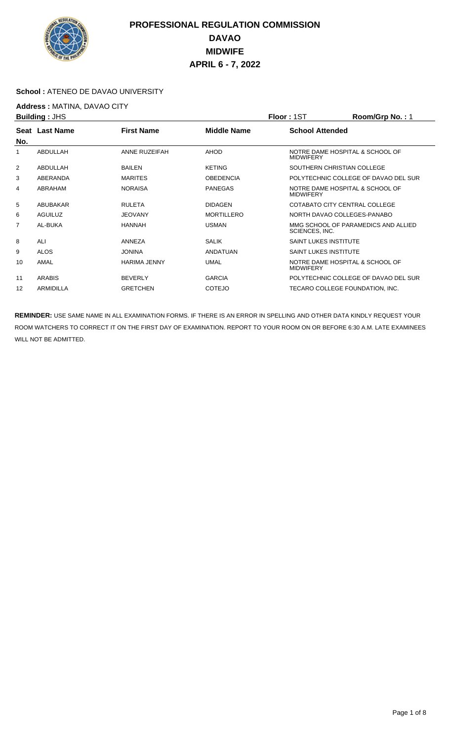# PROFESSIONAL REGULATION COMMISSION
# DAVAO
# MIDWIFE
# APRIL 6 - 7, 2022

**School :** ATENEO DE DAVAO UNIVERSITY

**Address :** MATINA, DAVAO CITY

**Building :** JHS **Floor :** 1ST **Room/Grp No. :** 1

| Seat No. | Last Name | First Name | Middle Name | School Attended |
|---|---|---|---|---|
| 1 | ABDULLAH | ANNE RUZEIFAH | AHOD | NOTRE DAME HOSPITAL & SCHOOL OF MIDWIFERY |
| 2 | ABDULLAH | BAILEN | KETING | SOUTHERN CHRISTIAN COLLEGE |
| 3 | ABERANDA | MARITES | OBEDENCIA | POLYTECHNIC COLLEGE OF DAVAO DEL SUR |
| 4 | ABRAHAM | NORAISA | PANEGAS | NOTRE DAME HOSPITAL & SCHOOL OF MIDWIFERY |
| 5 | ABUBAKAR | RULETA | DIDAGEN | COTABATO CITY CENTRAL COLLEGE |
| 6 | AGUILUZ | JEOVANY | MORTILLERO | NORTH DAVAO COLLEGES-PANABO |
| 7 | AL-BUKA | HANNAH | USMAN | MMG SCHOOL OF PARAMEDICS AND ALLIED SCIENCES, INC. |
| 8 | ALI | ANNEZA | SALIK | SAINT LUKES INSTITUTE |
| 9 | ALOS | JONINA | ANDATUAN | SAINT LUKES INSTITUTE |
| 10 | AMAL | HARIMA JENNY | UMAL | NOTRE DAME HOSPITAL & SCHOOL OF MIDWIFERY |
| 11 | ARABIS | BEVERLY | GARCIA | POLYTECHNIC COLLEGE OF DAVAO DEL SUR |
| 12 | ARMIDILLA | GRETCHEN | COTEJO | TECARO COLLEGE FOUNDATION, INC. |

**REMINDER:** USE SAME NAME IN ALL EXAMINATION FORMS. IF THERE IS AN ERROR IN SPELLING AND OTHER DATA KINDLY REQUEST YOUR ROOM WATCHERS TO CORRECT IT ON THE FIRST DAY OF EXAMINATION. REPORT TO YOUR ROOM ON OR BEFORE 6:30 A.M. LATE EXAMINEES WILL NOT BE ADMITTED.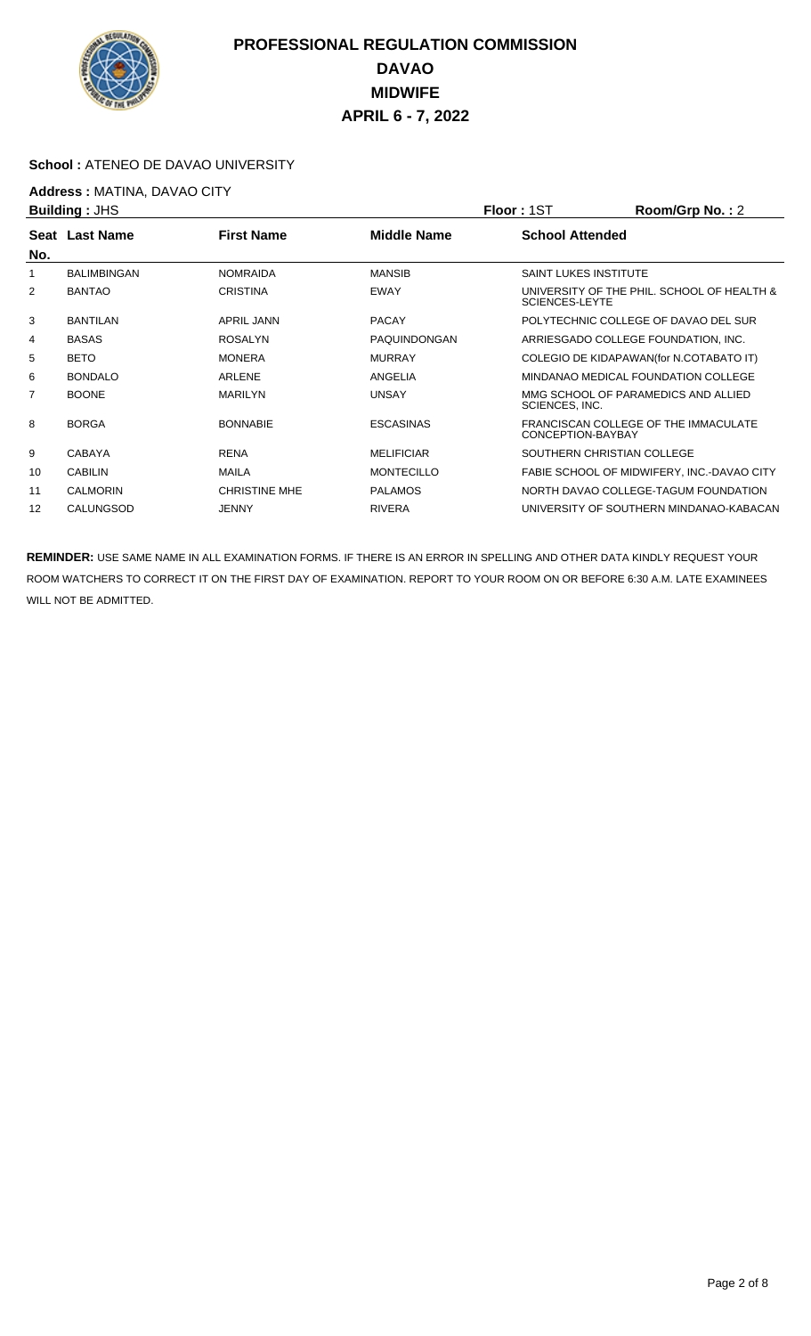# PROFESSIONAL REGULATION COMMISSION
# DAVAO
# MIDWIFE
# APRIL 6 - 7, 2022

**School :** ATENEO DE DAVAO UNIVERSITY

**Address :** MATINA, DAVAO CITY

**Building :** JHS **Floor :** 1ST **Room/Grp No. :** 2

| Seat No. | Last Name | First Name | Middle Name | School Attended |
|---|---|---|---|---|
| 1 | BALIMBINGAN | NOMRAIDA | MANSIB | SAINT LUKES INSTITUTE |
| 2 | BANTAO | CRISTINA | EWAY | UNIVERSITY OF THE PHIL. SCHOOL OF HEALTH & SCIENCES-LEYTE |
| 3 | BANTILAN | APRIL JANN | PACAY | POLYTECHNIC COLLEGE OF DAVAO DEL SUR |
| 4 | BASAS | ROSALYN | PAQUINDONGAN | ARRIESGADO COLLEGE FOUNDATION, INC. |
| 5 | BETO | MONERA | MURRAY | COLEGIO DE KIDAPAWAN(for N.COTABATO IT) |
| 6 | BONDALO | ARLENE | ANGELIA | MINDANAO MEDICAL FOUNDATION COLLEGE |
| 7 | BOONE | MARILYN | UNSAY | MMG SCHOOL OF PARAMEDICS AND ALLIED SCIENCES, INC. |
| 8 | BORGA | BONNABIE | ESCASINAS | FRANCISCAN COLLEGE OF THE IMMACULATE CONCEPTION-BAYBAY |
| 9 | CABAYA | RENA | MELIFICIAR | SOUTHERN CHRISTIAN COLLEGE |
| 10 | CABILIN | MAILA | MONTECILLO | FABIE SCHOOL OF MIDWIFERY, INC.-DAVAO CITY |
| 11 | CALMORIN | CHRISTINE MHE | PALAMOS | NORTH DAVAO COLLEGE-TAGUM FOUNDATION |
| 12 | CALUNGSOD | JENNY | RIVERA | UNIVERSITY OF SOUTHERN MINDANAO-KABACAN |

**REMINDER:** USE SAME NAME IN ALL EXAMINATION FORMS. IF THERE IS AN ERROR IN SPELLING AND OTHER DATA KINDLY REQUEST YOUR ROOM WATCHERS TO CORRECT IT ON THE FIRST DAY OF EXAMINATION. REPORT TO YOUR ROOM ON OR BEFORE 6:30 A.M. LATE EXAMINEES WILL NOT BE ADMITTED.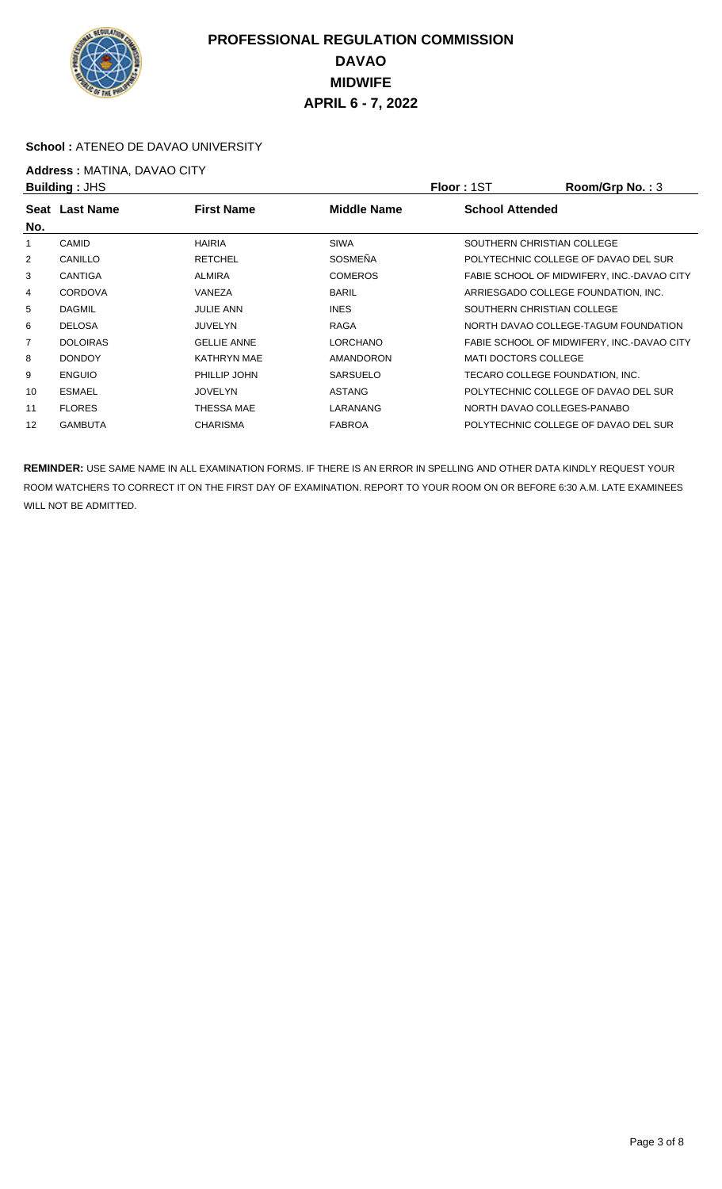# PROFESSIONAL REGULATION COMMISSION
# DAVAO
# MIDWIFE
# APRIL 6 - 7, 2022

**School :** ATENEO DE DAVAO UNIVERSITY

**Address :** MATINA, DAVAO CITY

**Building :** JHS **Floor :** 1ST **Room/Grp No. :** 3

| Seat No. | Last Name | First Name | Middle Name | School Attended |
|---|---|---|---|---|
| 1 | CAMID | HAIRIA | SIWA | SOUTHERN CHRISTIAN COLLEGE |
| 2 | CANILLO | RETCHEL | SOSMEÑA | POLYTECHNIC COLLEGE OF DAVAO DEL SUR |
| 3 | CANTIGA | ALMIRA | COMEROS | FABIE SCHOOL OF MIDWIFERY, INC.-DAVAO CITY |
| 4 | CORDOVA | VANEZA | BARIL | ARRIESGADO COLLEGE FOUNDATION, INC. |
| 5 | DAGMIL | JULIE ANN | INES | SOUTHERN CHRISTIAN COLLEGE |
| 6 | DELOSA | JUVELYN | RAGA | NORTH DAVAO COLLEGE-TAGUM FOUNDATION |
| 7 | DOLOIRAS | GELLIE ANNE | LORCHANO | FABIE SCHOOL OF MIDWIFERY, INC.-DAVAO CITY |
| 8 | DONDOY | KATHRYN MAE | AMANDORON | MATI DOCTORS COLLEGE |
| 9 | ENGUIO | PHILLIP JOHN | SARSUELO | TECARO COLLEGE FOUNDATION, INC. |
| 10 | ESMAEL | JOVELYN | ASTANG | POLYTECHNIC COLLEGE OF DAVAO DEL SUR |
| 11 | FLORES | THESSA MAE | LARANANG | NORTH DAVAO COLLEGES-PANABO |
| 12 | GAMBUTA | CHARISMA | FABROA | POLYTECHNIC COLLEGE OF DAVAO DEL SUR |

**REMINDER:** USE SAME NAME IN ALL EXAMINATION FORMS. IF THERE IS AN ERROR IN SPELLING AND OTHER DATA KINDLY REQUEST YOUR ROOM WATCHERS TO CORRECT IT ON THE FIRST DAY OF EXAMINATION. REPORT TO YOUR ROOM ON OR BEFORE 6:30 A.M. LATE EXAMINEES WILL NOT BE ADMITTED.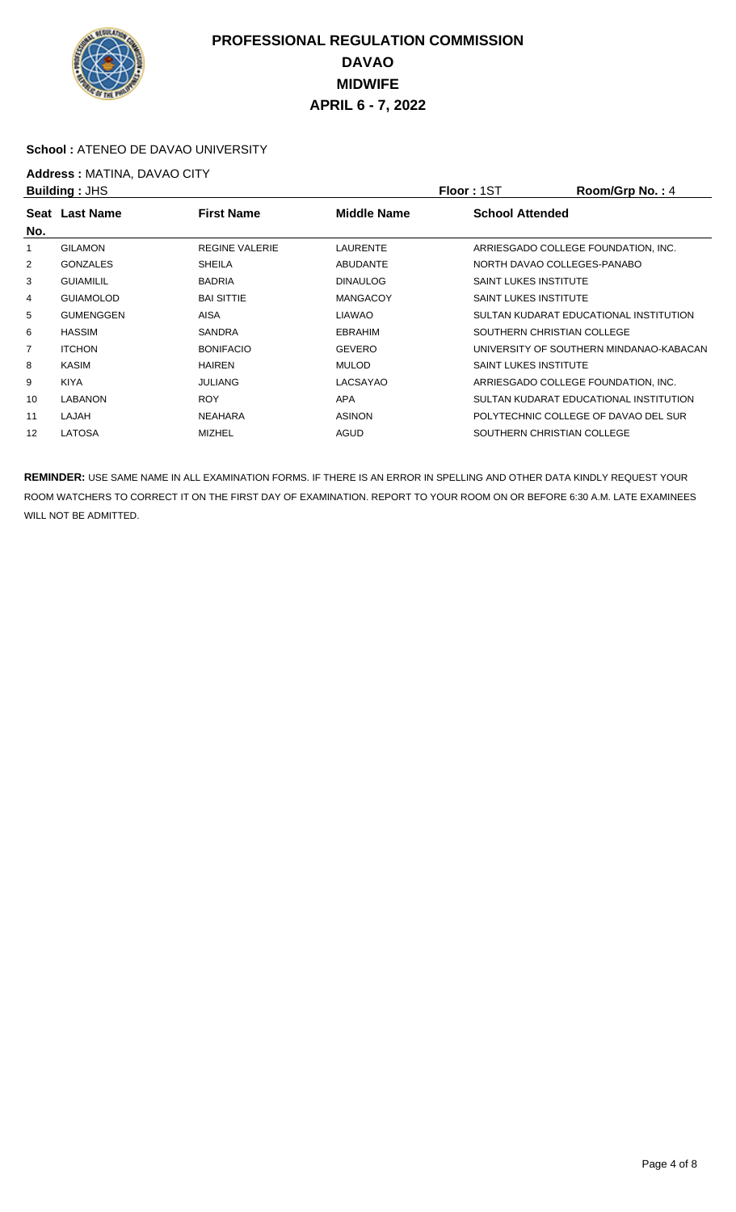# PROFESSIONAL REGULATION COMMISSION
# DAVAO
# MIDWIFE
# APRIL 6 - 7, 2022

**School :** ATENEO DE DAVAO UNIVERSITY

**Address :** MATINA, DAVAO CITY

**Building :** JHS **Floor :** 1ST **Room/Grp No. :** 4

| Seat No. | Last Name | First Name | Middle Name | School Attended |
|---|---|---|---|---|
| 1 | GILAMON | REGINE VALERIE | LAURENTE | ARRIESGADO COLLEGE FOUNDATION, INC. |
| 2 | GONZALES | SHEILA | ABUDANTE | NORTH DAVAO COLLEGES-PANABO |
| 3 | GUIAMILIL | BADRIA | DINAULOG | SAINT LUKES INSTITUTE |
| 4 | GUIAMOLOD | BAI SITTIE | MANGACOY | SAINT LUKES INSTITUTE |
| 5 | GUMENGGEN | AISA | LIAWAO | SULTAN KUDARAT EDUCATIONAL INSTITUTION |
| 6 | HASSIM | SANDRA | EBRAHIM | SOUTHERN CHRISTIAN COLLEGE |
| 7 | ITCHON | BONIFACIO | GEVERO | UNIVERSITY OF SOUTHERN MINDANAO-KABACAN |
| 8 | KASIM | HAIREN | MULOD | SAINT LUKES INSTITUTE |
| 9 | KIYA | JULIANG | LACSAYAO | ARRIESGADO COLLEGE FOUNDATION, INC. |
| 10 | LABANON | ROY | APA | SULTAN KUDARAT EDUCATIONAL INSTITUTION |
| 11 | LAJAH | NEAHARA | ASINON | POLYTECHNIC COLLEGE OF DAVAO DEL SUR |
| 12 | LATOSA | MIZHEL | AGUD | SOUTHERN CHRISTIAN COLLEGE |

**REMINDER:** USE SAME NAME IN ALL EXAMINATION FORMS. IF THERE IS AN ERROR IN SPELLING AND OTHER DATA KINDLY REQUEST YOUR ROOM WATCHERS TO CORRECT IT ON THE FIRST DAY OF EXAMINATION. REPORT TO YOUR ROOM ON OR BEFORE 6:30 A.M. LATE EXAMINEES WILL NOT BE ADMITTED.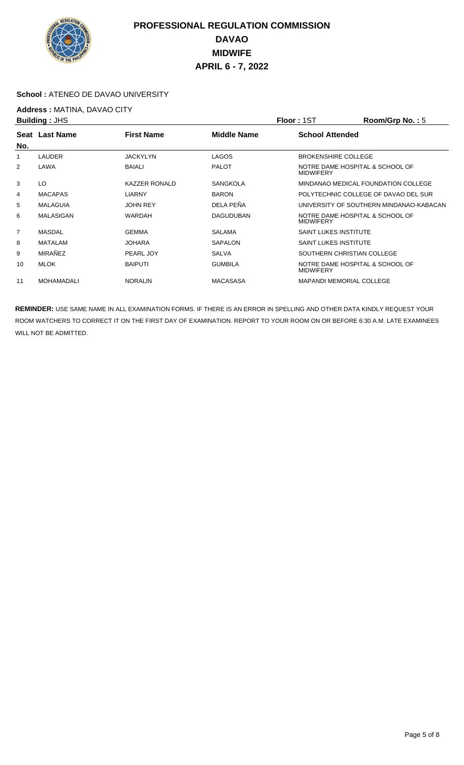# PROFESSIONAL REGULATION COMMISSION
# DAVAO
# MIDWIFE
# APRIL 6 - 7, 2022

**School :** ATENEO DE DAVAO UNIVERSITY

**Address :** MATINA, DAVAO CITY

**Building :** JHS  **Floor :** 1ST  **Room/Grp No. :** 5

| Seat No. | Last Name | First Name | Middle Name | School Attended |
|---|---|---|---|---|
| 1 | LAUDER | JACKYLYN | LAGOS | BROKENSHIRE COLLEGE |
| 2 | LAWA | BAIALI | PALOT | NOTRE DAME HOSPITAL & SCHOOL OF MIDWIFERY |
| 3 | LO | KAZZER RONALD | SANGKOLA | MINDANAO MEDICAL FOUNDATION COLLEGE |
| 4 | MACAPAS | LIARNY | BARON | POLYTECHNIC COLLEGE OF DAVAO DEL SUR |
| 5 | MALAGUIA | JOHN REY | DELA PEÑA | UNIVERSITY OF SOUTHERN MINDANAO-KABACAN |
| 6 | MALASIGAN | WARDAH | DAGUDUBAN | NOTRE DAME HOSPITAL & SCHOOL OF MIDWIFERY |
| 7 | MASDAL | GEMMA | SALAMA | SAINT LUKES INSTITUTE |
| 8 | MATALAM | JOHARA | SAPALON | SAINT LUKES INSTITUTE |
| 9 | MIRAÑEZ | PEARL JOY | SALVA | SOUTHERN CHRISTIAN COLLEGE |
| 10 | MLOK | BAIPUTI | GUMBILA | NOTRE DAME HOSPITAL & SCHOOL OF MIDWIFERY |
| 11 | MOHAMADALI | NORALIN | MACASASA | MAPANDI MEMORIAL COLLEGE |

**REMINDER:** USE SAME NAME IN ALL EXAMINATION FORMS. IF THERE IS AN ERROR IN SPELLING AND OTHER DATA KINDLY REQUEST YOUR ROOM WATCHERS TO CORRECT IT ON THE FIRST DAY OF EXAMINATION. REPORT TO YOUR ROOM ON OR BEFORE 6:30 A.M. LATE EXAMINEES WILL NOT BE ADMITTED.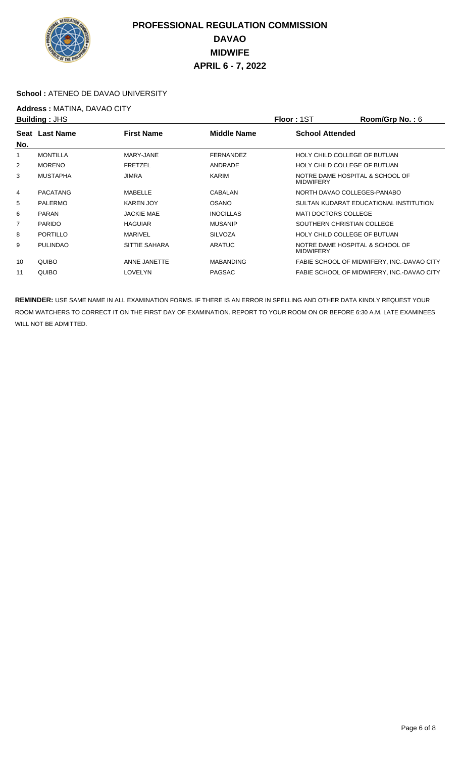# PROFESSIONAL REGULATION COMMISSION
# DAVAO
# MIDWIFE
# APRIL 6 - 7, 2022

**School :** ATENEO DE DAVAO UNIVERSITY

**Address :** MATINA, DAVAO CITY

**Building :** JHS **Floor :** 1ST **Room/Grp No. :** 6

| Seat No. | Last Name | First Name | Middle Name | School Attended |
|---|---|---|---|---|
| 1 | MONTILLA | MARY-JANE | FERNANDEZ | HOLY CHILD COLLEGE OF BUTUAN |
| 2 | MORENO | FRETZEL | ANDRADE | HOLY CHILD COLLEGE OF BUTUAN |
| 3 | MUSTAPHA | JIMRA | KARIM | NOTRE DAME HOSPITAL & SCHOOL OF MIDWIFERY |
| 4 | PACATANG | MABELLE | CABALAN | NORTH DAVAO COLLEGES-PANABO |
| 5 | PALERMO | KAREN JOY | OSANO | SULTAN KUDARAT EDUCATIONAL INSTITUTION |
| 6 | PARAN | JACKIE MAE | INOCILLAS | MATI DOCTORS COLLEGE |
| 7 | PARIDO | HAGUIAR | MUSANIP | SOUTHERN CHRISTIAN COLLEGE |
| 8 | PORTILLO | MARIVEL | SILVOZA | HOLY CHILD COLLEGE OF BUTUAN |
| 9 | PULINDAO | SITTIE SAHARA | ARATUC | NOTRE DAME HOSPITAL & SCHOOL OF MIDWIFERY |
| 10 | QUIBO | ANNE JANETTE | MABANDING | FABIE SCHOOL OF MIDWIFERY, INC.-DAVAO CITY |
| 11 | QUIBO | LOVELYN | PAGSAC | FABIE SCHOOL OF MIDWIFERY, INC.-DAVAO CITY |

**REMINDER:** USE SAME NAME IN ALL EXAMINATION FORMS. IF THERE IS AN ERROR IN SPELLING AND OTHER DATA KINDLY REQUEST YOUR ROOM WATCHERS TO CORRECT IT ON THE FIRST DAY OF EXAMINATION. REPORT TO YOUR ROOM ON OR BEFORE 6:30 A.M. LATE EXAMINEES WILL NOT BE ADMITTED.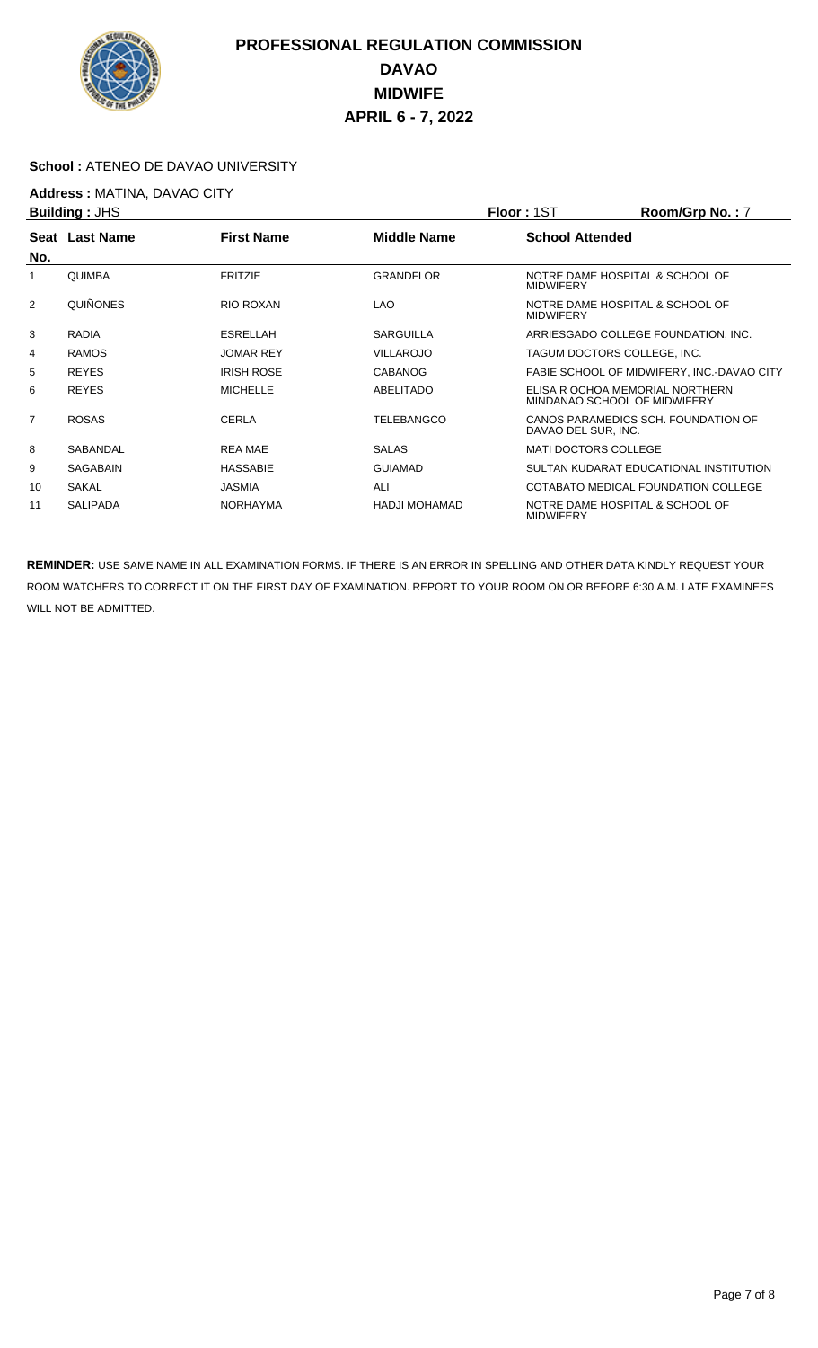# PROFESSIONAL REGULATION COMMISSION
# DAVAO
# MIDWIFE
# APRIL 6 - 7, 2022

**School :** ATENEO DE DAVAO UNIVERSITY

**Address :** MATINA, DAVAO CITY

**Building :** JHS **Floor :** 1ST **Room/Grp No. :** 7

| Seat No. | Last Name | First Name | Middle Name | School Attended |
|---|---|---|---|---|
| 1 | QUIMBA | FRITZIE | GRANDFLOR | NOTRE DAME HOSPITAL & SCHOOL OF MIDWIFERY |
| 2 | QUIÑONES | RIO ROXAN | LAO | NOTRE DAME HOSPITAL & SCHOOL OF MIDWIFERY |
| 3 | RADIA | ESRELLAH | SARGUILLA | ARRIESGADO COLLEGE FOUNDATION, INC. |
| 4 | RAMOS | JOMAR REY | VILLAROJO | TAGUM DOCTORS COLLEGE, INC. |
| 5 | REYES | IRISH ROSE | CABANOG | FABIE SCHOOL OF MIDWIFERY, INC.-DAVAO CITY |
| 6 | REYES | MICHELLE | ABELITADO | ELISA R OCHOA MEMORIAL NORTHERN MINDANAO SCHOOL OF MIDWIFERY |
| 7 | ROSAS | CERLA | TELEBANGCO | CANOS PARAMEDICS SCH. FOUNDATION OF DAVAO DEL SUR, INC. |
| 8 | SABANDAL | REA MAE | SALAS | MATI DOCTORS COLLEGE |
| 9 | SAGABAIN | HASSABIE | GUIAMAD | SULTAN KUDARAT EDUCATIONAL INSTITUTION |
| 10 | SAKAL | JASMIA | ALI | COTABATO MEDICAL FOUNDATION COLLEGE |
| 11 | SALIPADA | NORHAYMA | HADJI MOHAMAD | NOTRE DAME HOSPITAL & SCHOOL OF MIDWIFERY |

**REMINDER:** USE SAME NAME IN ALL EXAMINATION FORMS. IF THERE IS AN ERROR IN SPELLING AND OTHER DATA KINDLY REQUEST YOUR ROOM WATCHERS TO CORRECT IT ON THE FIRST DAY OF EXAMINATION. REPORT TO YOUR ROOM ON OR BEFORE 6:30 A.M. LATE EXAMINEES WILL NOT BE ADMITTED.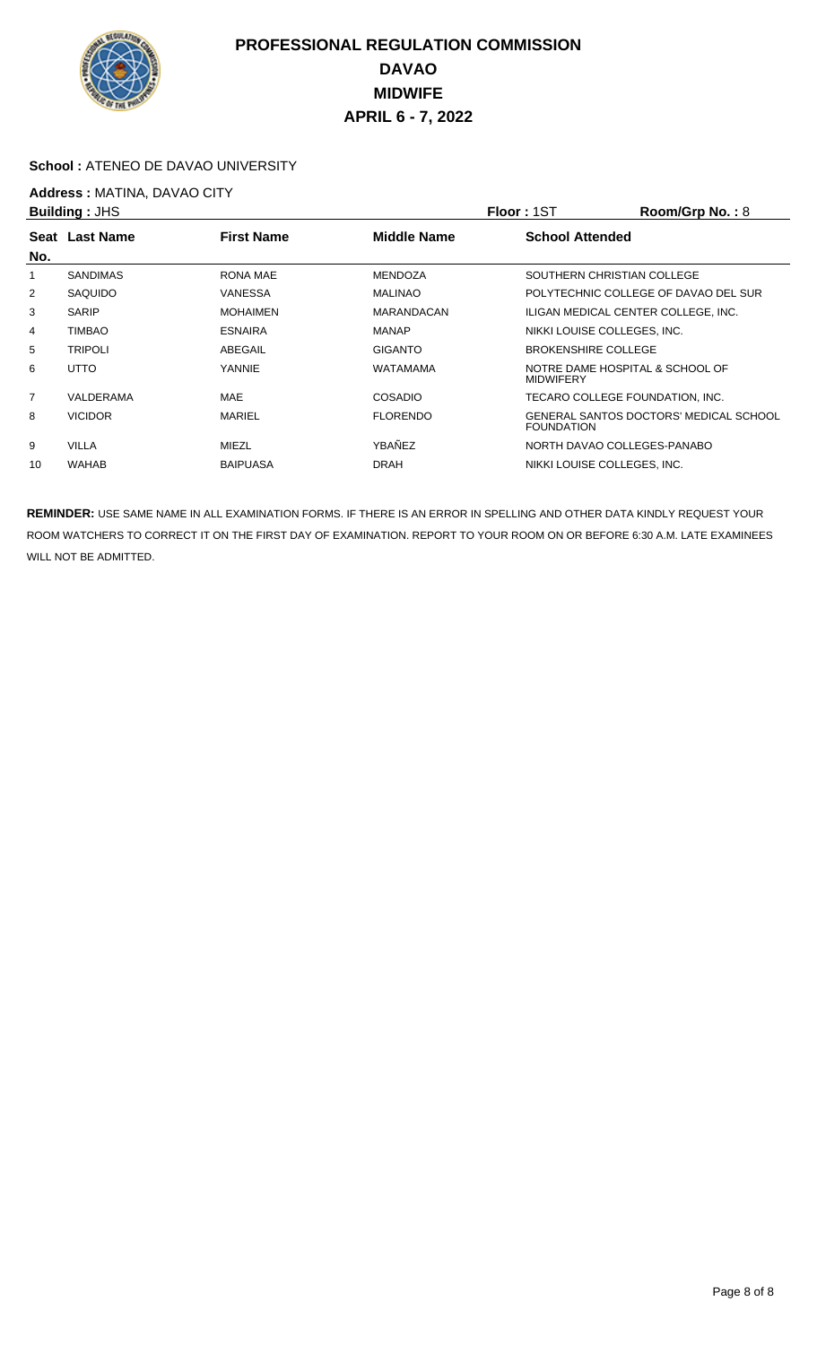# PROFESSIONAL REGULATION COMMISSION
## DAVAO
## MIDWIFE
## APRIL 6 - 7, 2022

**School :** ATENEO DE DAVAO UNIVERSITY

**Address :** MATINA, DAVAO CITY

**Building :** JHS **Floor :** 1ST **Room/Grp No. :** 8

| Seat No. | Last Name | First Name | Middle Name | School Attended |
|---|---|---|---|---|
| 1 | SANDIMAS | RONA MAE | MENDOZA | SOUTHERN CHRISTIAN COLLEGE |
| 2 | SAQUIDO | VANESSA | MALINAO | POLYTECHNIC COLLEGE OF DAVAO DEL SUR |
| 3 | SARIP | MOHAIMEN | MARANDACAN | ILIGAN MEDICAL CENTER COLLEGE, INC. |
| 4 | TIMBAO | ESNAIRA | MANAP | NIKKI LOUISE COLLEGES, INC. |
| 5 | TRIPOLI | ABEGAIL | GIGANTO | BROKENSHIRE COLLEGE |
| 6 | UTTO | YANNIE | WATAMAMA | NOTRE DAME HOSPITAL & SCHOOL OF MIDWIFERY |
| 7 | VALDERAMA | MAE | COSADIO | TECARO COLLEGE FOUNDATION, INC. |
| 8 | VICIDOR | MARIEL | FLORENDO | GENERAL SANTOS DOCTORS' MEDICAL SCHOOL FOUNDATION |
| 9 | VILLA | MIEZL | YBAÑEZ | NORTH DAVAO COLLEGES-PANABO |
| 10 | WAHAB | BAIPUASA | DRAH | NIKKI LOUISE COLLEGES, INC. |

**REMINDER:** USE SAME NAME IN ALL EXAMINATION FORMS. IF THERE IS AN ERROR IN SPELLING AND OTHER DATA KINDLY REQUEST YOUR ROOM WATCHERS TO CORRECT IT ON THE FIRST DAY OF EXAMINATION. REPORT TO YOUR ROOM ON OR BEFORE 6:30 A.M. LATE EXAMINEES WILL NOT BE ADMITTED.